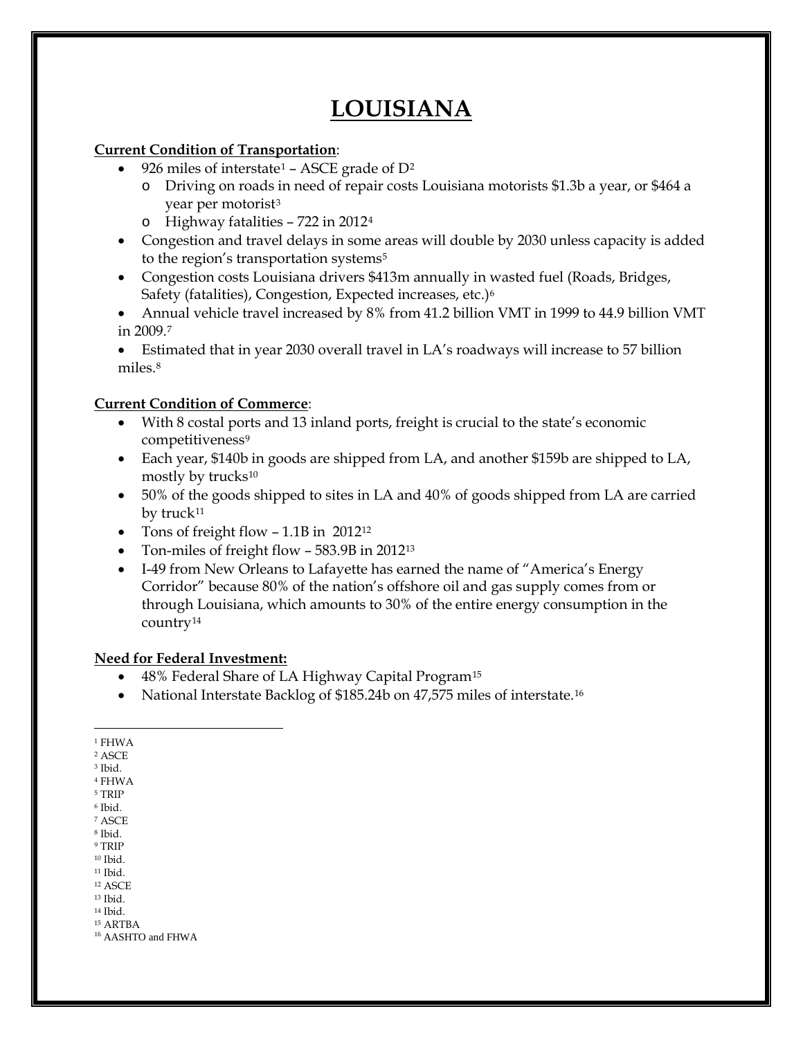# LOUISIANA

**Current Condition of Transportation**:

- 926 miles of interstate[1] – ASCE grade of D[2]
  - Driving on roads in need of repair costs Louisiana motorists $1.3b a year, or $464 a year per motorist[3]
  - Highway fatalities – 722 in 2012[4]
- Congestion and travel delays in some areas will double by 2030 unless capacity is added to the region's transportation systems[5]
- Congestion costs Louisiana drivers $413m annually in wasted fuel (Roads, Bridges, Safety (fatalities), Congestion, Expected increases, etc.)[6]
- Annual vehicle travel increased by 8% from 41.2 billion VMT in 1999 to 44.9 billion VMT in 2009.[7]
- Estimated that in year 2030 overall travel in LA's roadways will increase to 57 billion miles.[8]

**Current Condition of Commerce**:

- With 8 costal ports and 13 inland ports, freight is crucial to the state's economic competitiveness[9]
- Each year, $140b in goods are shipped from LA, and another $159b are shipped to LA, mostly by trucks[10]
- 50% of the goods shipped to sites in LA and 40% of goods shipped from LA are carried by truck[11]
- Tons of freight flow – 1.1B in 2012[12]
- Ton-miles of freight flow – 583.9B in 2012[13]
- I-49 from New Orleans to Lafayette has earned the name of "America's Energy Corridor" because 80% of the nation's offshore oil and gas supply comes from or through Louisiana, which amounts to 30% of the entire energy consumption in the country[14]

**Need for Federal Investment:**

- 48% Federal Share of LA Highway Capital Program[15]
- National Interstate Backlog of $185.24b on 47,575 miles of interstate.[16]

---

[1] FHWA
[2] ASCE
[3] Ibid.
[4] FHWA
[5] TRIP
[6] Ibid.
[7] ASCE
[8] Ibid.
[9] TRIP
[10] Ibid.
[11] Ibid.
[12] ASCE
[13] Ibid.
[14] Ibid.
[15] ARTBA
[16] AASHTO and FHWA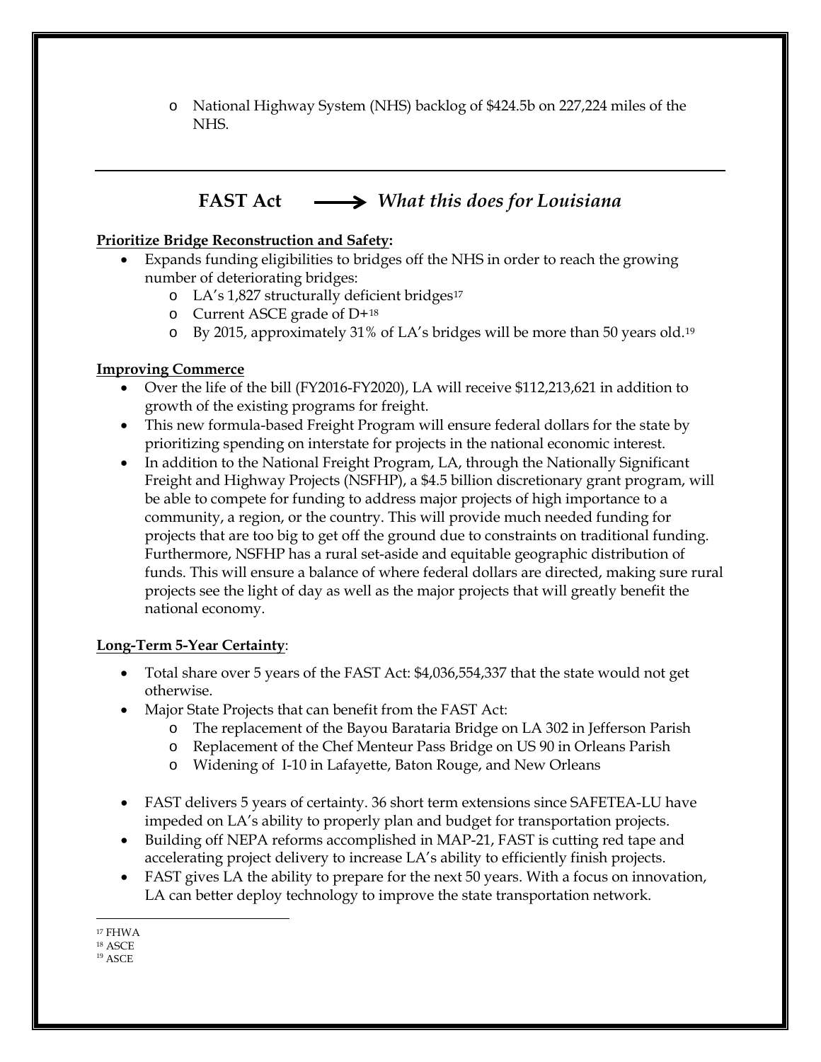- National Highway System (NHS) backlog of $424.5b on 227,224 miles of the NHS.

---

## FAST Act ⟶ *What this does for Louisiana*

**Prioritize Bridge Reconstruction and Safety:**

- Expands funding eligibilities to bridges off the NHS in order to reach the growing number of deteriorating bridges:
  - LA's 1,827 structurally deficient bridges[17]
  - Current ASCE grade of D+[18]
  - By 2015, approximately 31% of LA's bridges will be more than 50 years old.[19]

**Improving Commerce**

- Over the life of the bill (FY2016-FY2020), LA will receive $112,213,621 in addition to growth of the existing programs for freight.
- This new formula-based Freight Program will ensure federal dollars for the state by prioritizing spending on interstate for projects in the national economic interest.
- In addition to the National Freight Program, LA, through the Nationally Significant Freight and Highway Projects (NSFHP), a $4.5 billion discretionary grant program, will be able to compete for funding to address major projects of high importance to a community, a region, or the country. This will provide much needed funding for projects that are too big to get off the ground due to constraints on traditional funding. Furthermore, NSFHP has a rural set-aside and equitable geographic distribution of funds. This will ensure a balance of where federal dollars are directed, making sure rural projects see the light of day as well as the major projects that will greatly benefit the national economy.

**Long-Term 5-Year Certainty**:

- Total share over 5 years of the FAST Act: $4,036,554,337 that the state would not get otherwise.
- Major State Projects that can benefit from the FAST Act:
  - The replacement of the Bayou Barataria Bridge on LA 302 in Jefferson Parish
  - Replacement of the Chef Menteur Pass Bridge on US 90 in Orleans Parish
  - Widening of I-10 in Lafayette, Baton Rouge, and New Orleans

- FAST delivers 5 years of certainty. 36 short term extensions since SAFETEA-LU have impeded on LA's ability to properly plan and budget for transportation projects.
- Building off NEPA reforms accomplished in MAP-21, FAST is cutting red tape and accelerating project delivery to increase LA's ability to efficiently finish projects.
- FAST gives LA the ability to prepare for the next 50 years. With a focus on innovation, LA can better deploy technology to improve the state transportation network.

---

[17] FHWA
[18] ASCE
[19] ASCE